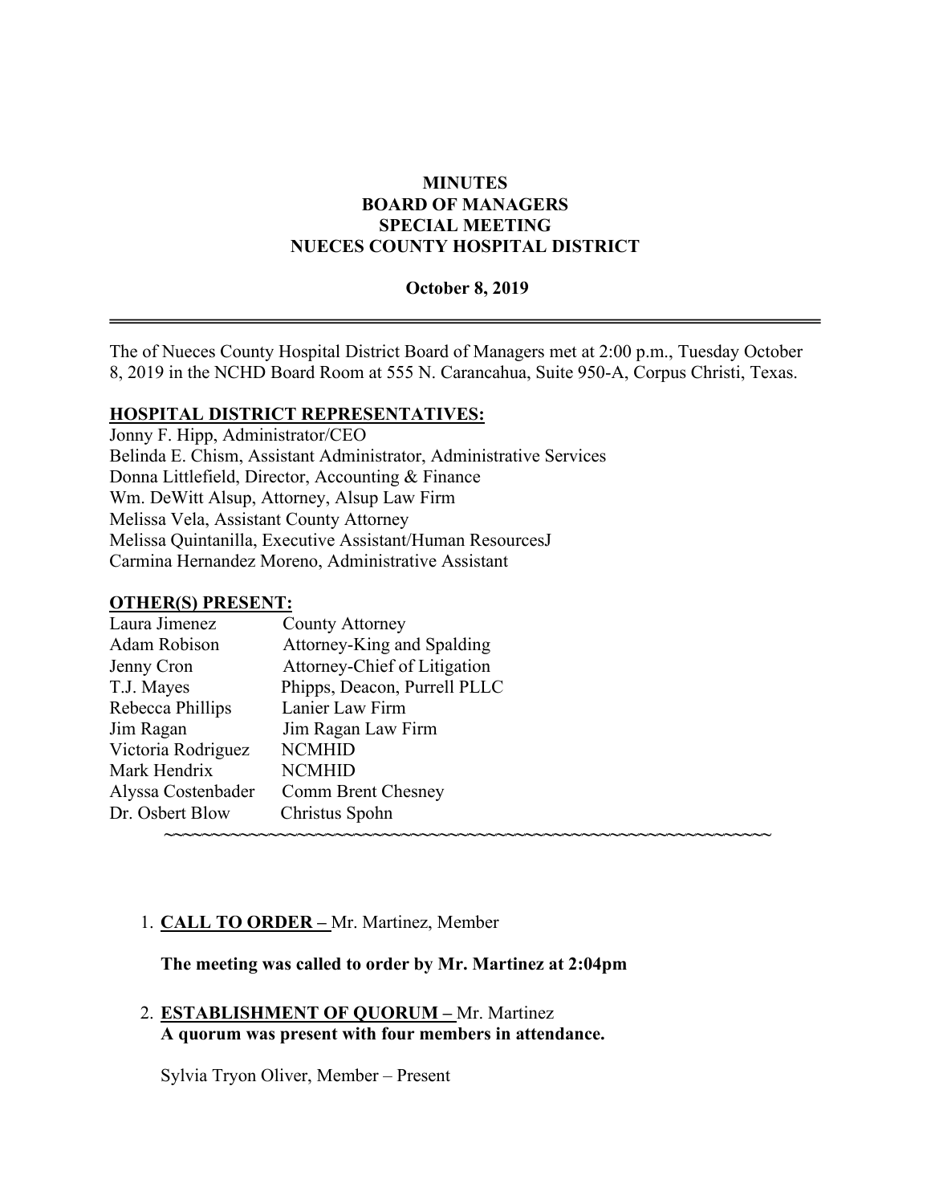# MINUTES
## BOARD OF MANAGERS
## SPECIAL MEETING
## NUECES COUNTY HOSPITAL DISTRICT

**October 8, 2019**

---

The of Nueces County Hospital District Board of Managers met at 2:00 p.m., Tuesday October 8, 2019 in the NCHD Board Room at 555 N. Carancahua, Suite 950-A, Corpus Christi, Texas.

**HOSPITAL DISTRICT REPRESENTATIVES:**

Jonny F. Hipp, Administrator/CEO
Belinda E. Chism, Assistant Administrator, Administrative Services
Donna Littlefield, Director, Accounting & Finance
Wm. DeWitt Alsup, Attorney, Alsup Law Firm
Melissa Vela, Assistant County Attorney
Melissa Quintanilla, Executive Assistant/Human ResourcesJ
Carmina Hernandez Moreno, Administrative Assistant

**OTHER(S) PRESENT:**

| | |
|---|---|
| Laura Jimenez | County Attorney |
| Adam Robison | Attorney-King and Spalding |
| Jenny Cron | Attorney-Chief of Litigation |
| T.J. Mayes | Phipps, Deacon, Purrell PLLC |
| Rebecca Phillips | Lanier Law Firm |
| Jim Ragan | Jim Ragan Law Firm |
| Victoria Rodriguez | NCMHID |
| Mark Hendrix | NCMHID |
| Alyssa Costenbader | Comm Brent Chesney |
| Dr. Osbert Blow | Christus Spohn |

~~~~~~~~~~~~~~~~~~~~~~~~~~~~~~~~~~~~~~~~~~~~~~~~~~~~~~~~~~~~~~~~~

1. **CALL TO ORDER –** Mr. Martinez, Member

   **The meeting was called to order by Mr. Martinez at 2:04pm**

2. **ESTABLISHMENT OF QUORUM –** Mr. Martinez
   **A quorum was present with four members in attendance.**

   Sylvia Tryon Oliver, Member – Present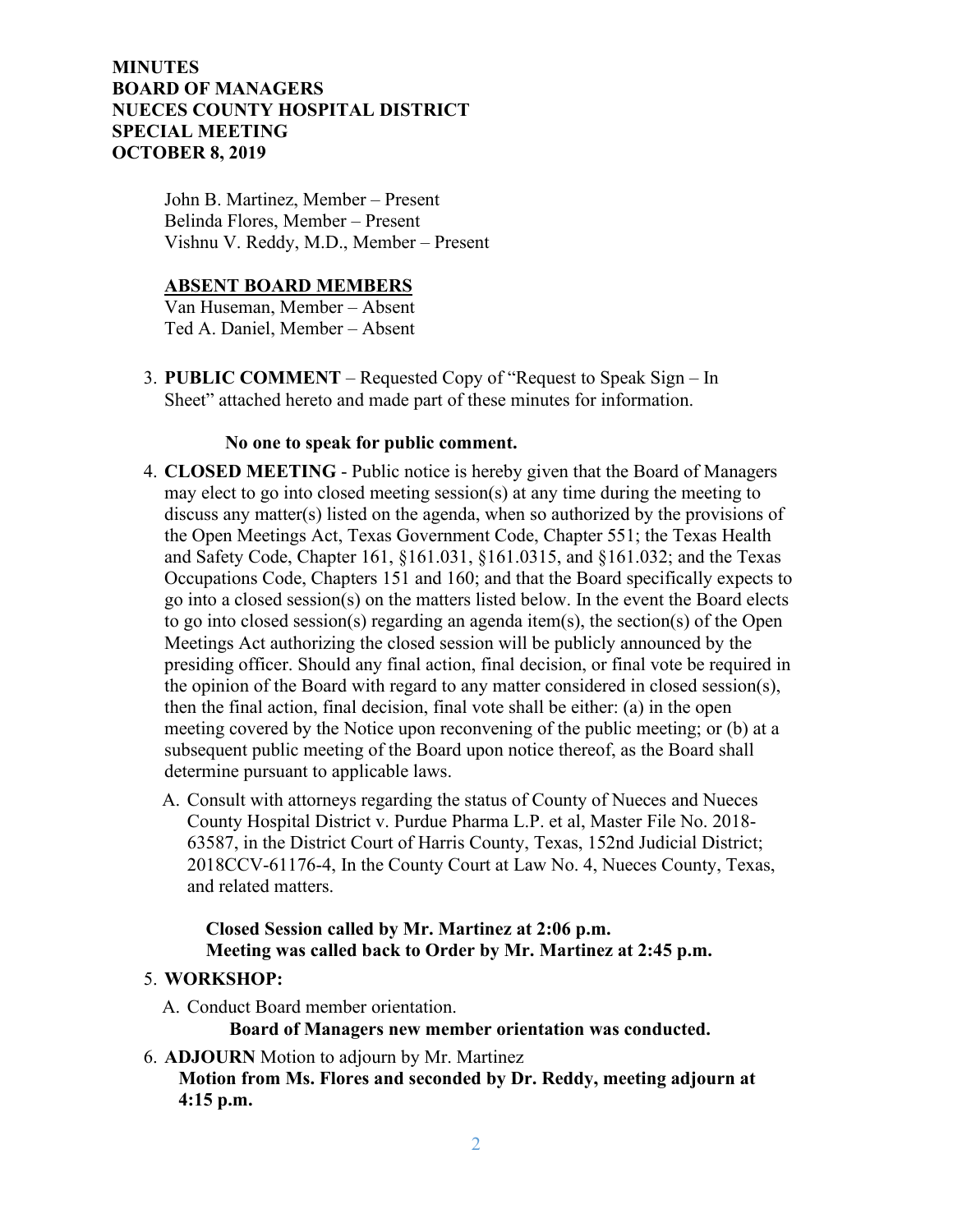**MINUTES**
**BOARD OF MANAGERS**
**NUECES COUNTY HOSPITAL DISTRICT**
**SPECIAL MEETING**
**OCTOBER 8, 2019**

John B. Martinez, Member – Present
Belinda Flores, Member – Present
Vishnu V. Reddy, M.D., Member – Present

**ABSENT BOARD MEMBERS**

Van Huseman, Member – Absent
Ted A. Daniel, Member – Absent

3. **PUBLIC COMMENT** – Requested Copy of "Request to Speak Sign – In Sheet" attached hereto and made part of these minutes for information.

   **No one to speak for public comment.**

4. **CLOSED MEETING** - Public notice is hereby given that the Board of Managers may elect to go into closed meeting session(s) at any time during the meeting to discuss any matter(s) listed on the agenda, when so authorized by the provisions of the Open Meetings Act, Texas Government Code, Chapter 551; the Texas Health and Safety Code, Chapter 161, §161.031, §161.0315, and §161.032; and the Texas Occupations Code, Chapters 151 and 160; and that the Board specifically expects to go into a closed session(s) on the matters listed below. In the event the Board elects to go into closed session(s) regarding an agenda item(s), the section(s) of the Open Meetings Act authorizing the closed session will be publicly announced by the presiding officer. Should any final action, final decision, or final vote be required in the opinion of the Board with regard to any matter considered in closed session(s), then the final action, final decision, final vote shall be either: (a) in the open meeting covered by the Notice upon reconvening of the public meeting; or (b) at a subsequent public meeting of the Board upon notice thereof, as the Board shall determine pursuant to applicable laws.

   A. Consult with attorneys regarding the status of County of Nueces and Nueces County Hospital District v. Purdue Pharma L.P. et al, Master File No. 2018-63587, in the District Court of Harris County, Texas, 152nd Judicial District; 2018CCV-61176-4, In the County Court at Law No. 4, Nueces County, Texas, and related matters.

      **Closed Session called by Mr. Martinez at 2:06 p.m.**
      **Meeting was called back to Order by Mr. Martinez at 2:45 p.m.**

5. **WORKSHOP:**

   A. Conduct Board member orientation.

      **Board of Managers new member orientation was conducted.**

6. **ADJOURN** Motion to adjourn by Mr. Martinez

   **Motion from Ms. Flores and seconded by Dr. Reddy, meeting adjourn at 4:15 p.m.**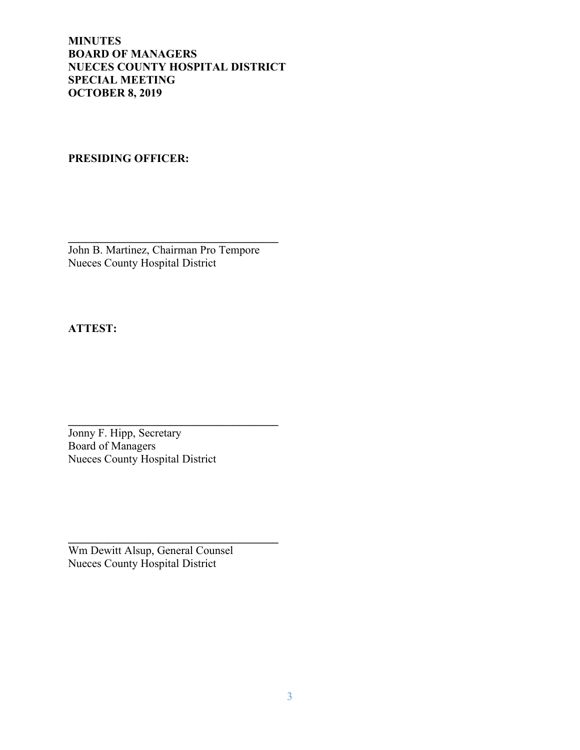**MINUTES**
**BOARD OF MANAGERS**
**NUECES COUNTY HOSPITAL DISTRICT**
**SPECIAL MEETING**
**OCTOBER 8, 2019**

**PRESIDING OFFICER:**

\_\_\_\_\_\_\_\_\_\_\_\_\_\_\_\_\_\_\_\_\_\_\_\_\_\_\_\_\_\_\_\_\_\_\_\_
John B. Martinez, Chairman Pro Tempore
Nueces County Hospital District

**ATTEST:**

\_\_\_\_\_\_\_\_\_\_\_\_\_\_\_\_\_\_\_\_\_\_\_\_\_\_\_\_\_\_\_\_\_\_\_\_
Jonny F. Hipp, Secretary
Board of Managers
Nueces County Hospital District

\_\_\_\_\_\_\_\_\_\_\_\_\_\_\_\_\_\_\_\_\_\_\_\_\_\_\_\_\_\_\_\_\_\_\_\_
Wm Dewitt Alsup, General Counsel
Nueces County Hospital District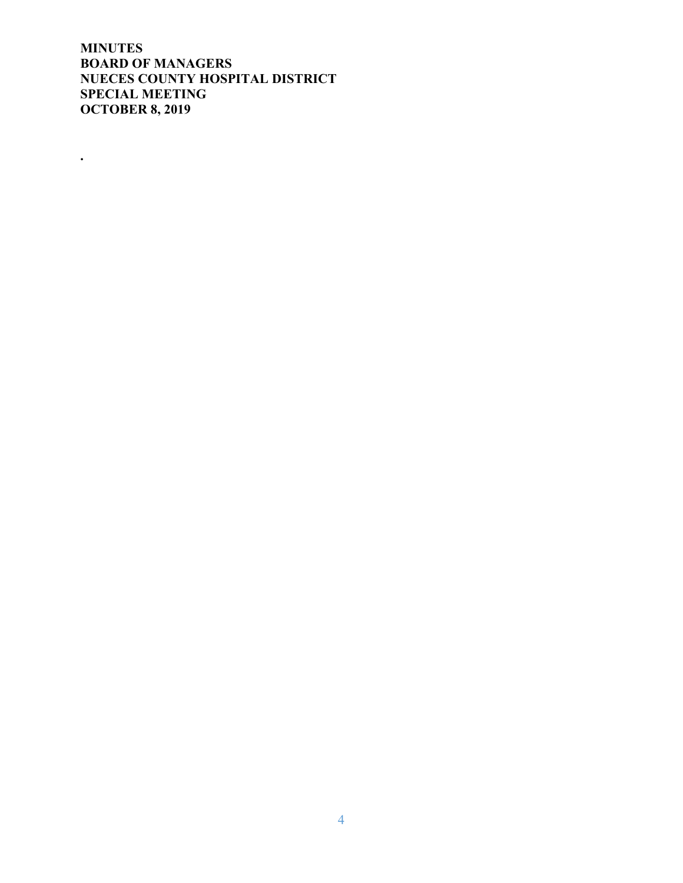**MINUTES**
**BOARD OF MANAGERS**
**NUECES COUNTY HOSPITAL DISTRICT**
**SPECIAL MEETING**
**OCTOBER 8, 2019**

.